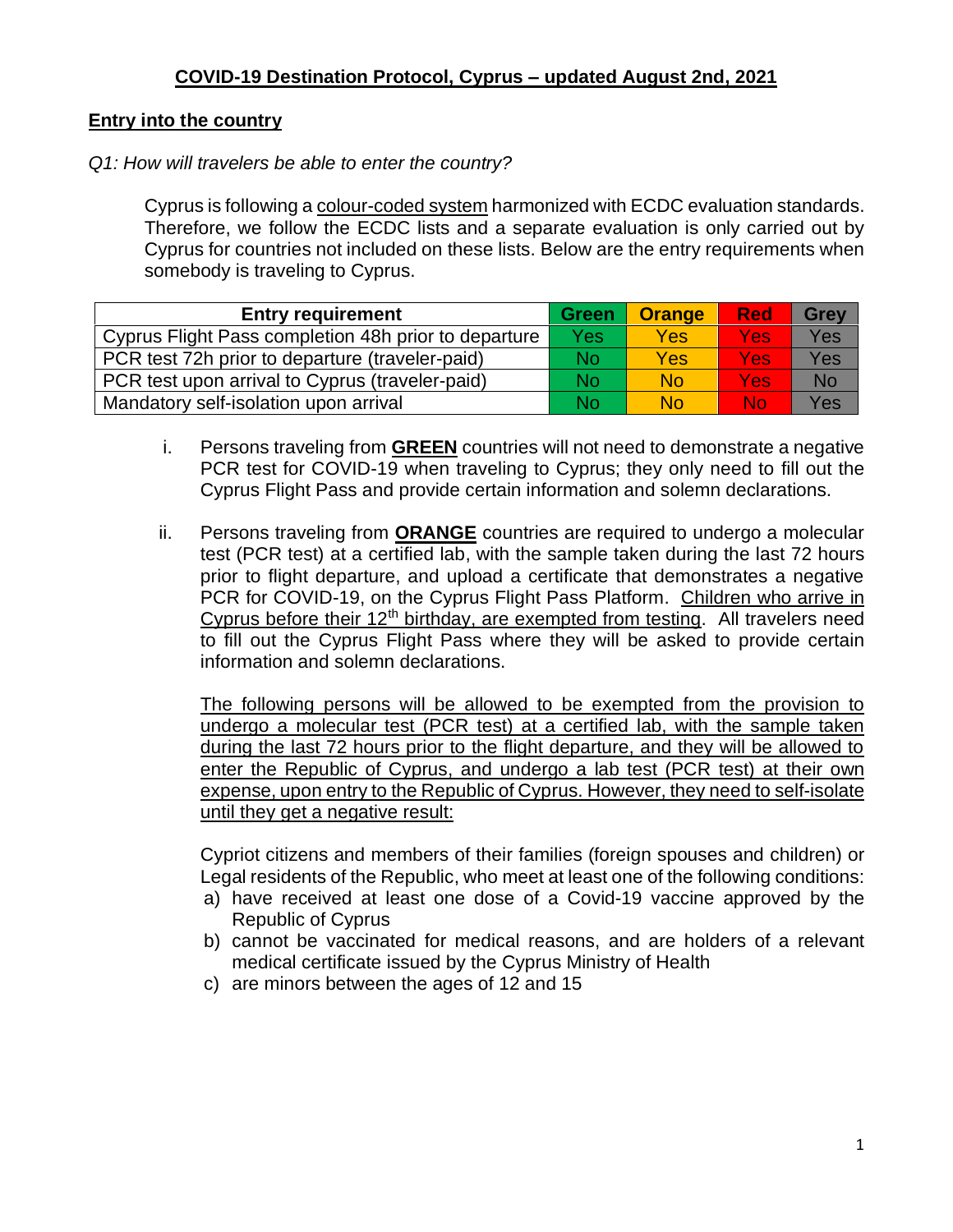# COVID-19 Destination Protocol, Cyprus – updated August 2nd, 2021

## Entry into the country

*Q1: How will travelers be able to enter the country?*

Cyprus is following a colour-coded system harmonized with ECDC evaluation standards. Therefore, we follow the ECDC lists and a separate evaluation is only carried out by Cyprus for countries not included on these lists. Below are the entry requirements when somebody is traveling to Cyprus.

| Entry requirement | Green | Orange | Red | Grey |
|---|---|---|---|---|
| Cyprus Flight Pass completion 48h prior to departure | Yes | Yes | Yes | Yes |
| PCR test 72h prior to departure (traveler-paid) | No | Yes | Yes | Yes |
| PCR test upon arrival to Cyprus (traveler-paid) | No | No | Yes | No |
| Mandatory self-isolation upon arrival | No | No | No | Yes |

i. Persons traveling from **GREEN** countries will not need to demonstrate a negative PCR test for COVID-19 when traveling to Cyprus; they only need to fill out the Cyprus Flight Pass and provide certain information and solemn declarations.

ii. Persons traveling from **ORANGE** countries are required to undergo a molecular test (PCR test) at a certified lab, with the sample taken during the last 72 hours prior to flight departure, and upload a certificate that demonstrates a negative PCR for COVID-19, on the Cyprus Flight Pass Platform. Children who arrive in Cyprus before their 12th birthday, are exempted from testing. All travelers need to fill out the Cyprus Flight Pass where they will be asked to provide certain information and solemn declarations.

The following persons will be allowed to be exempted from the provision to undergo a molecular test (PCR test) at a certified lab, with the sample taken during the last 72 hours prior to the flight departure, and they will be allowed to enter the Republic of Cyprus, and undergo a lab test (PCR test) at their own expense, upon entry to the Republic of Cyprus. However, they need to self-isolate until they get a negative result:

Cypriot citizens and members of their families (foreign spouses and children) or Legal residents of the Republic, who meet at least one of the following conditions:

a) have received at least one dose of a Covid-19 vaccine approved by the Republic of Cyprus
b) cannot be vaccinated for medical reasons, and are holders of a relevant medical certificate issued by the Cyprus Ministry of Health
c) are minors between the ages of 12 and 15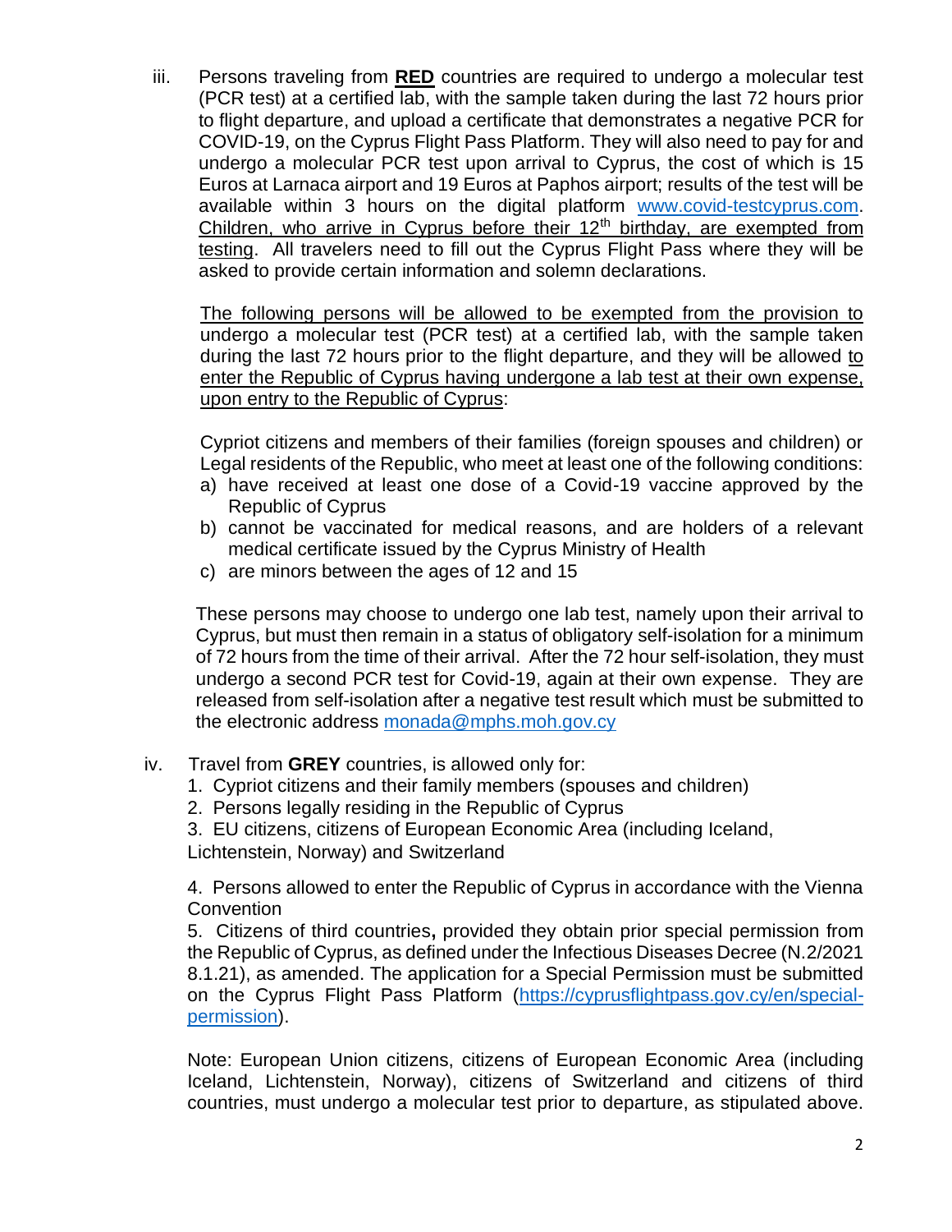iii. Persons traveling from **RED** countries are required to undergo a molecular test (PCR test) at a certified lab, with the sample taken during the last 72 hours prior to flight departure, and upload a certificate that demonstrates a negative PCR for COVID-19, on the Cyprus Flight Pass Platform. They will also need to pay for and undergo a molecular PCR test upon arrival to Cyprus, the cost of which is 15 Euros at Larnaca airport and 19 Euros at Paphos airport; results of the test will be available within 3 hours on the digital platform [www.covid-testcyprus.com](www.covid-testcyprus.com). Children, who arrive in Cyprus before their 12th birthday, are exempted from testing. All travelers need to fill out the Cyprus Flight Pass where they will be asked to provide certain information and solemn declarations.

The following persons will be allowed to be exempted from the provision to undergo a molecular test (PCR test) at a certified lab, with the sample taken during the last 72 hours prior to the flight departure, and they will be allowed to enter the Republic of Cyprus having undergone a lab test at their own expense, upon entry to the Republic of Cyprus:

Cypriot citizens and members of their families (foreign spouses and children) or Legal residents of the Republic, who meet at least one of the following conditions:

a) have received at least one dose of a Covid-19 vaccine approved by the Republic of Cyprus
b) cannot be vaccinated for medical reasons, and are holders of a relevant medical certificate issued by the Cyprus Ministry of Health
c) are minors between the ages of 12 and 15

These persons may choose to undergo one lab test, namely upon their arrival to Cyprus, but must then remain in a status of obligatory self-isolation for a minimum of 72 hours from the time of their arrival. After the 72 hour self-isolation, they must undergo a second PCR test for Covid-19, again at their own expense. They are released from self-isolation after a negative test result which must be submitted to the electronic address [monada@mphs.moh.gov.cy](mailto:monada@mphs.moh.gov.cy)

iv. Travel from **GREY** countries, is allowed only for:

1. Cypriot citizens and their family members (spouses and children)
2. Persons legally residing in the Republic of Cyprus
3. EU citizens, citizens of European Economic Area (including Iceland, Lichtenstein, Norway) and Switzerland
4. Persons allowed to enter the Republic of Cyprus in accordance with the Vienna Convention
5. Citizens of third countries**,** provided they obtain prior special permission from the Republic of Cyprus, as defined under the Infectious Diseases Decree (N.2/2021 8.1.21), as amended. The application for a Special Permission must be submitted on the Cyprus Flight Pass Platform ([https://cyprusflightpass.gov.cy/en/special-permission](https://cyprusflightpass.gov.cy/en/special-permission)).

Note: European Union citizens, citizens of European Economic Area (including Iceland, Lichtenstein, Norway), citizens of Switzerland and citizens of third countries, must undergo a molecular test prior to departure, as stipulated above.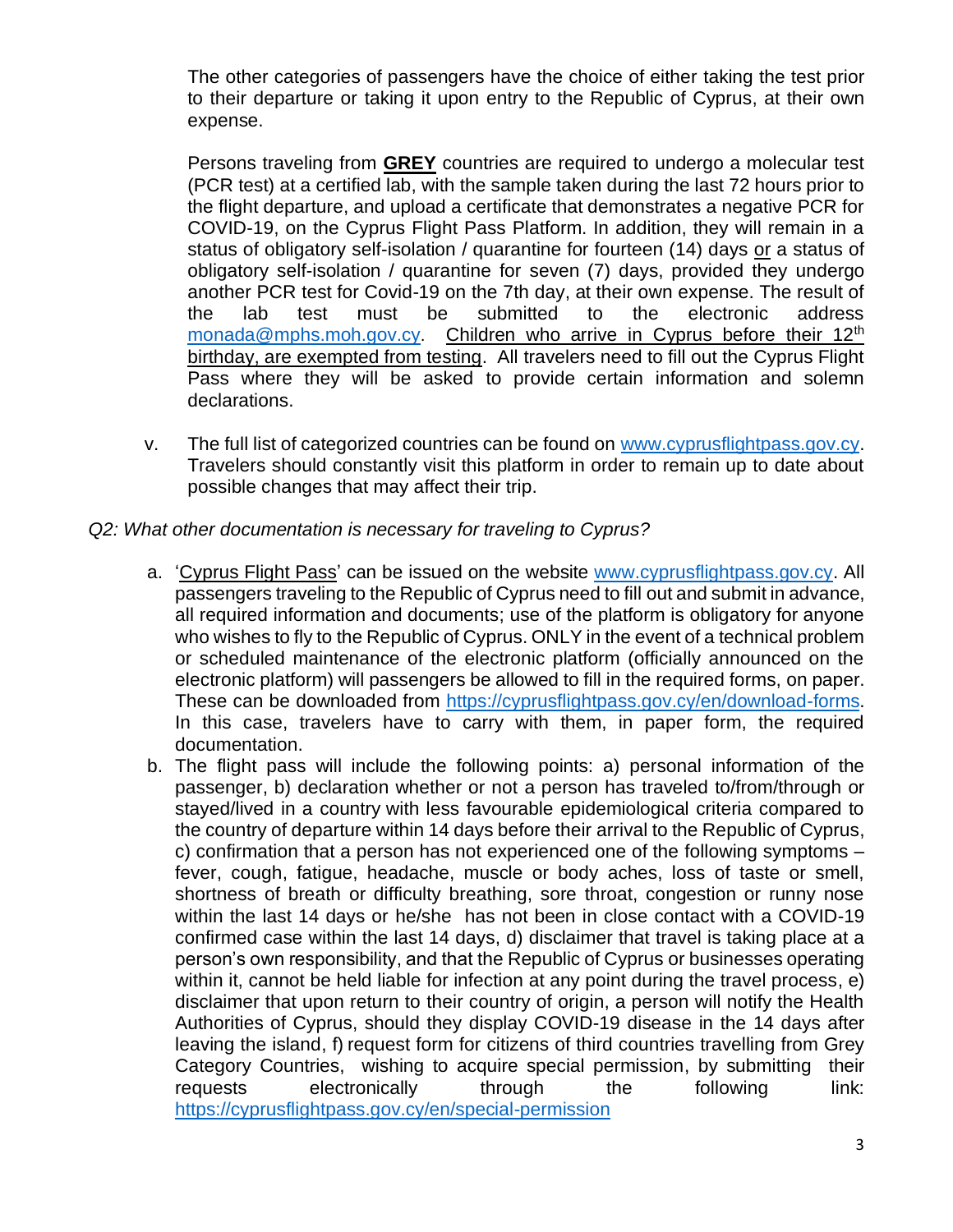The other categories of passengers have the choice of either taking the test prior to their departure or taking it upon entry to the Republic of Cyprus, at their own expense.

Persons traveling from **GREY** countries are required to undergo a molecular test (PCR test) at a certified lab, with the sample taken during the last 72 hours prior to the flight departure, and upload a certificate that demonstrates a negative PCR for COVID-19, on the Cyprus Flight Pass Platform. In addition, they will remain in a status of obligatory self-isolation / quarantine for fourteen (14) days or a status of obligatory self-isolation / quarantine for seven (7) days, provided they undergo another PCR test for Covid-19 on the 7th day, at their own expense. The result of the lab test must be submitted to the electronic address monada@mphs.moh.gov.cy. Children who arrive in Cyprus before their 12th birthday, are exempted from testing. All travelers need to fill out the Cyprus Flight Pass where they will be asked to provide certain information and solemn declarations.

v. The full list of categorized countries can be found on www.cyprusflightpass.gov.cy. Travelers should constantly visit this platform in order to remain up to date about possible changes that may affect their trip.

*Q2: What other documentation is necessary for traveling to Cyprus?*

a. 'Cyprus Flight Pass' can be issued on the website www.cyprusflightpass.gov.cy. All passengers traveling to the Republic of Cyprus need to fill out and submit in advance, all required information and documents; use of the platform is obligatory for anyone who wishes to fly to the Republic of Cyprus. ONLY in the event of a technical problem or scheduled maintenance of the electronic platform (officially announced on the electronic platform) will passengers be allowed to fill in the required forms, on paper. These can be downloaded from https://cyprusflightpass.gov.cy/en/download-forms. In this case, travelers have to carry with them, in paper form, the required documentation.
b. The flight pass will include the following points: a) personal information of the passenger, b) declaration whether or not a person has traveled to/from/through or stayed/lived in a country with less favourable epidemiological criteria compared to the country of departure within 14 days before their arrival to the Republic of Cyprus, c) confirmation that a person has not experienced one of the following symptoms – fever, cough, fatigue, headache, muscle or body aches, loss of taste or smell, shortness of breath or difficulty breathing, sore throat, congestion or runny nose within the last 14 days or he/she has not been in close contact with a COVID-19 confirmed case within the last 14 days, d) disclaimer that travel is taking place at a person's own responsibility, and that the Republic of Cyprus or businesses operating within it, cannot be held liable for infection at any point during the travel process, e) disclaimer that upon return to their country of origin, a person will notify the Health Authorities of Cyprus, should they display COVID-19 disease in the 14 days after leaving the island, f) request form for citizens of third countries travelling from Grey Category Countries, wishing to acquire special permission, by submitting their requests electronically through the following link: https://cyprusflightpass.gov.cy/en/special-permission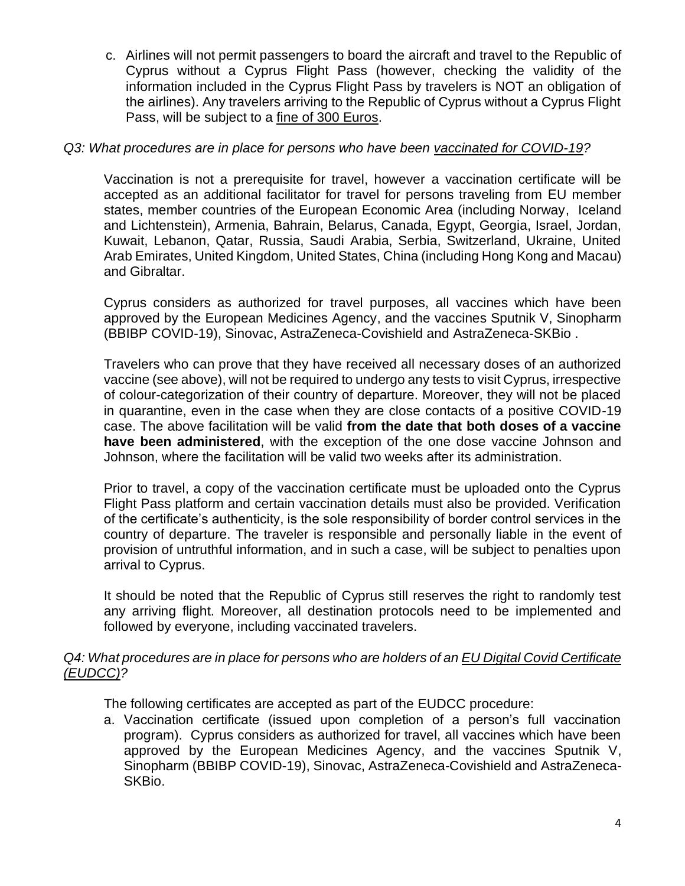c. Airlines will not permit passengers to board the aircraft and travel to the Republic of Cyprus without a Cyprus Flight Pass (however, checking the validity of the information included in the Cyprus Flight Pass by travelers is NOT an obligation of the airlines). Any travelers arriving to the Republic of Cyprus without a Cyprus Flight Pass, will be subject to a <u>fine of 300 Euros</u>.

*Q3: What procedures are in place for persons who have been <u>vaccinated for COVID-19</u>?*

Vaccination is not a prerequisite for travel, however a vaccination certificate will be accepted as an additional facilitator for travel for persons traveling from EU member states, member countries of the European Economic Area (including Norway, Iceland and Lichtenstein), Armenia, Bahrain, Belarus, Canada, Egypt, Georgia, Israel, Jordan, Kuwait, Lebanon, Qatar, Russia, Saudi Arabia, Serbia, Switzerland, Ukraine, United Arab Emirates, United Kingdom, United States, China (including Hong Kong and Macau) and Gibraltar.

Cyprus considers as authorized for travel purposes, all vaccines which have been approved by the European Medicines Agency, and the vaccines Sputnik V, Sinopharm (BBIBP COVID-19), Sinovac, AstraZeneca-Covishield and AstraZeneca-SKBio .

Travelers who can prove that they have received all necessary doses of an authorized vaccine (see above), will not be required to undergo any tests to visit Cyprus, irrespective of colour-categorization of their country of departure. Moreover, they will not be placed in quarantine, even in the case when they are close contacts of a positive COVID-19 case. The above facilitation will be valid **from the date that both doses of a vaccine have been administered**, with the exception of the one dose vaccine Johnson and Johnson, where the facilitation will be valid two weeks after its administration.

Prior to travel, a copy of the vaccination certificate must be uploaded onto the Cyprus Flight Pass platform and certain vaccination details must also be provided. Verification of the certificate's authenticity, is the sole responsibility of border control services in the country of departure. The traveler is responsible and personally liable in the event of provision of untruthful information, and in such a case, will be subject to penalties upon arrival to Cyprus.

It should be noted that the Republic of Cyprus still reserves the right to randomly test any arriving flight. Moreover, all destination protocols need to be implemented and followed by everyone, including vaccinated travelers.

*Q4: What procedures are in place for persons who are holders of an <u>EU Digital Covid Certificate (EUDCC)</u>?*

The following certificates are accepted as part of the EUDCC procedure:

a. Vaccination certificate (issued upon completion of a person's full vaccination program). Cyprus considers as authorized for travel, all vaccines which have been approved by the European Medicines Agency, and the vaccines Sputnik V, Sinopharm (BBIBP COVID-19), Sinovac, AstraZeneca-Covishield and AstraZeneca-SKBio.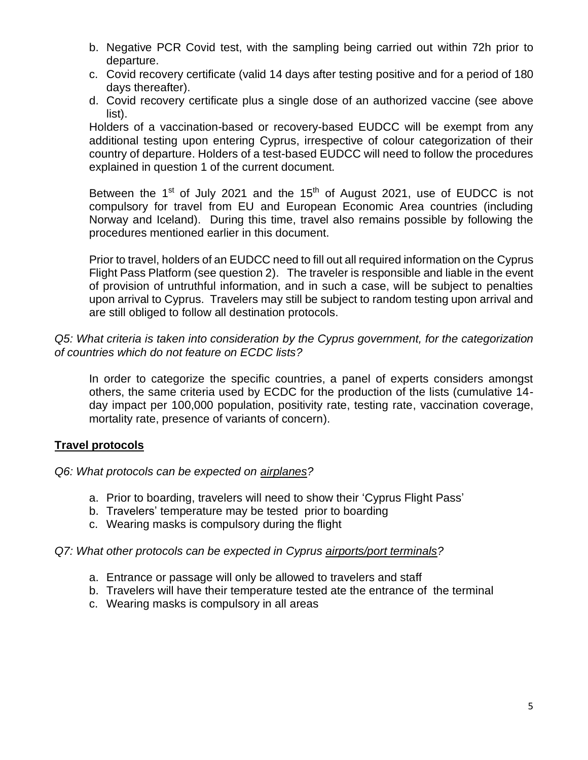b. Negative PCR Covid test, with the sampling being carried out within 72h prior to departure.
c. Covid recovery certificate (valid 14 days after testing positive and for a period of 180 days thereafter).
d. Covid recovery certificate plus a single dose of an authorized vaccine (see above list).

Holders of a vaccination-based or recovery-based EUDCC will be exempt from any additional testing upon entering Cyprus, irrespective of colour categorization of their country of departure. Holders of a test-based EUDCC will need to follow the procedures explained in question 1 of the current document.

Between the 1st of July 2021 and the 15th of August 2021, use of EUDCC is not compulsory for travel from EU and European Economic Area countries (including Norway and Iceland). During this time, travel also remains possible by following the procedures mentioned earlier in this document.

Prior to travel, holders of an EUDCC need to fill out all required information on the Cyprus Flight Pass Platform (see question 2). The traveler is responsible and liable in the event of provision of untruthful information, and in such a case, will be subject to penalties upon arrival to Cyprus. Travelers may still be subject to random testing upon arrival and are still obliged to follow all destination protocols.

*Q5: What criteria is taken into consideration by the Cyprus government, for the categorization of countries which do not feature on ECDC lists?*

In order to categorize the specific countries, a panel of experts considers amongst others, the same criteria used by ECDC for the production of the lists (cumulative 14-day impact per 100,000 population, positivity rate, testing rate, vaccination coverage, mortality rate, presence of variants of concern).

## Travel protocols

*Q6: What protocols can be expected on airplanes?*

a. Prior to boarding, travelers will need to show their 'Cyprus Flight Pass'
b. Travelers' temperature may be tested prior to boarding
c. Wearing masks is compulsory during the flight

*Q7: What other protocols can be expected in Cyprus airports/port terminals?*

a. Entrance or passage will only be allowed to travelers and staff
b. Travelers will have their temperature tested ate the entrance of the terminal
c. Wearing masks is compulsory in all areas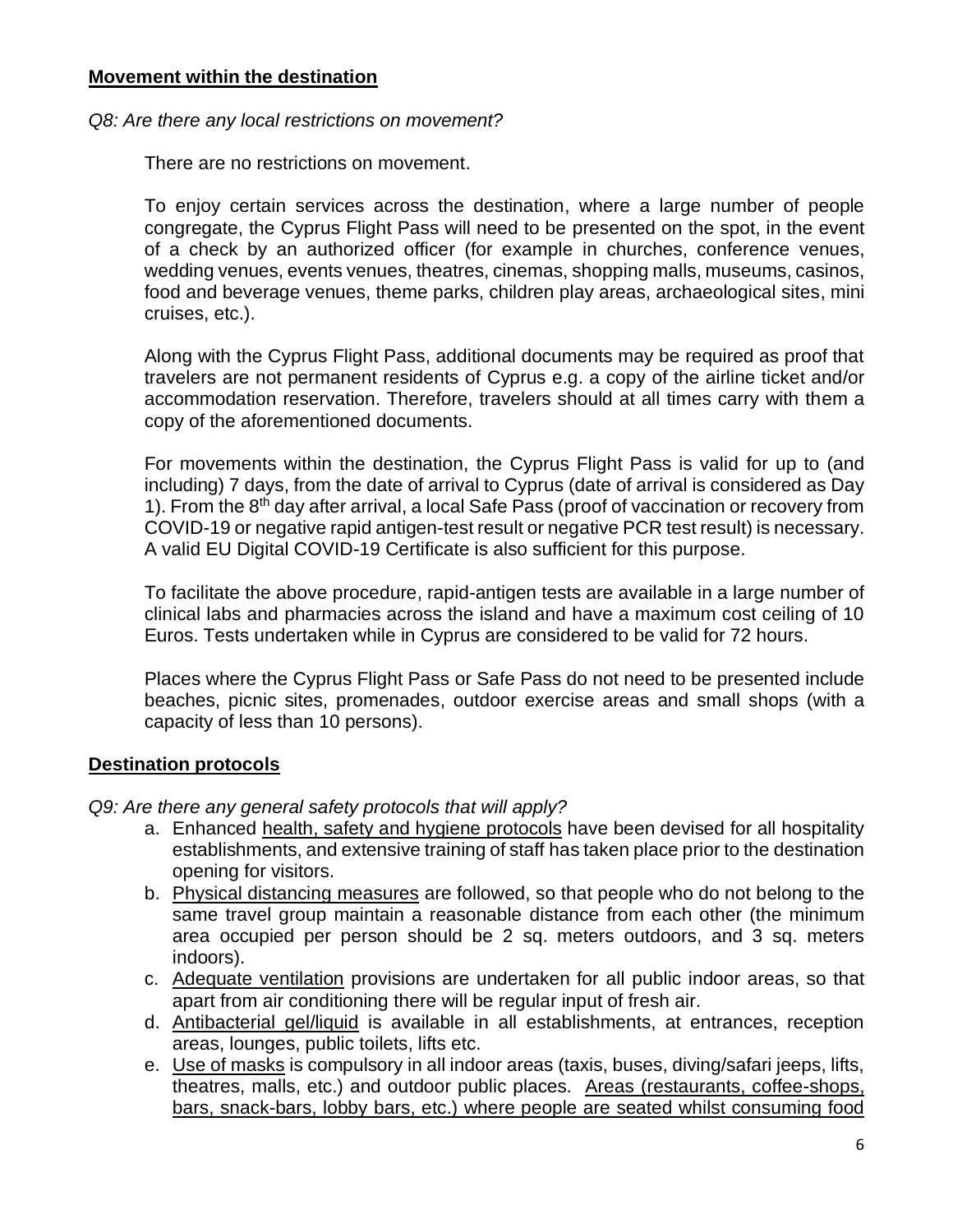**Movement within the destination**

*Q8: Are there any local restrictions on movement?*

There are no restrictions on movement.

To enjoy certain services across the destination, where a large number of people congregate, the Cyprus Flight Pass will need to be presented on the spot, in the event of a check by an authorized officer (for example in churches, conference venues, wedding venues, events venues, theatres, cinemas, shopping malls, museums, casinos, food and beverage venues, theme parks, children play areas, archaeological sites, mini cruises, etc.).

Along with the Cyprus Flight Pass, additional documents may be required as proof that travelers are not permanent residents of Cyprus e.g. a copy of the airline ticket and/or accommodation reservation. Therefore, travelers should at all times carry with them a copy of the aforementioned documents.

For movements within the destination, the Cyprus Flight Pass is valid for up to (and including) 7 days, from the date of arrival to Cyprus (date of arrival is considered as Day 1). From the 8th day after arrival, a local Safe Pass (proof of vaccination or recovery from COVID-19 or negative rapid antigen-test result or negative PCR test result) is necessary. A valid EU Digital COVID-19 Certificate is also sufficient for this purpose.

To facilitate the above procedure, rapid-antigen tests are available in a large number of clinical labs and pharmacies across the island and have a maximum cost ceiling of 10 Euros. Tests undertaken while in Cyprus are considered to be valid for 72 hours.

Places where the Cyprus Flight Pass or Safe Pass do not need to be presented include beaches, picnic sites, promenades, outdoor exercise areas and small shops (with a capacity of less than 10 persons).

**Destination protocols**

*Q9: Are there any general safety protocols that will apply?*

a. Enhanced health, safety and hygiene protocols have been devised for all hospitality establishments, and extensive training of staff has taken place prior to the destination opening for visitors.
b. Physical distancing measures are followed, so that people who do not belong to the same travel group maintain a reasonable distance from each other (the minimum area occupied per person should be 2 sq. meters outdoors, and 3 sq. meters indoors).
c. Adequate ventilation provisions are undertaken for all public indoor areas, so that apart from air conditioning there will be regular input of fresh air.
d. Antibacterial gel/liquid is available in all establishments, at entrances, reception areas, lounges, public toilets, lifts etc.
e. Use of masks is compulsory in all indoor areas (taxis, buses, diving/safari jeeps, lifts, theatres, malls, etc.) and outdoor public places. Areas (restaurants, coffee-shops, bars, snack-bars, lobby bars, etc.) where people are seated whilst consuming food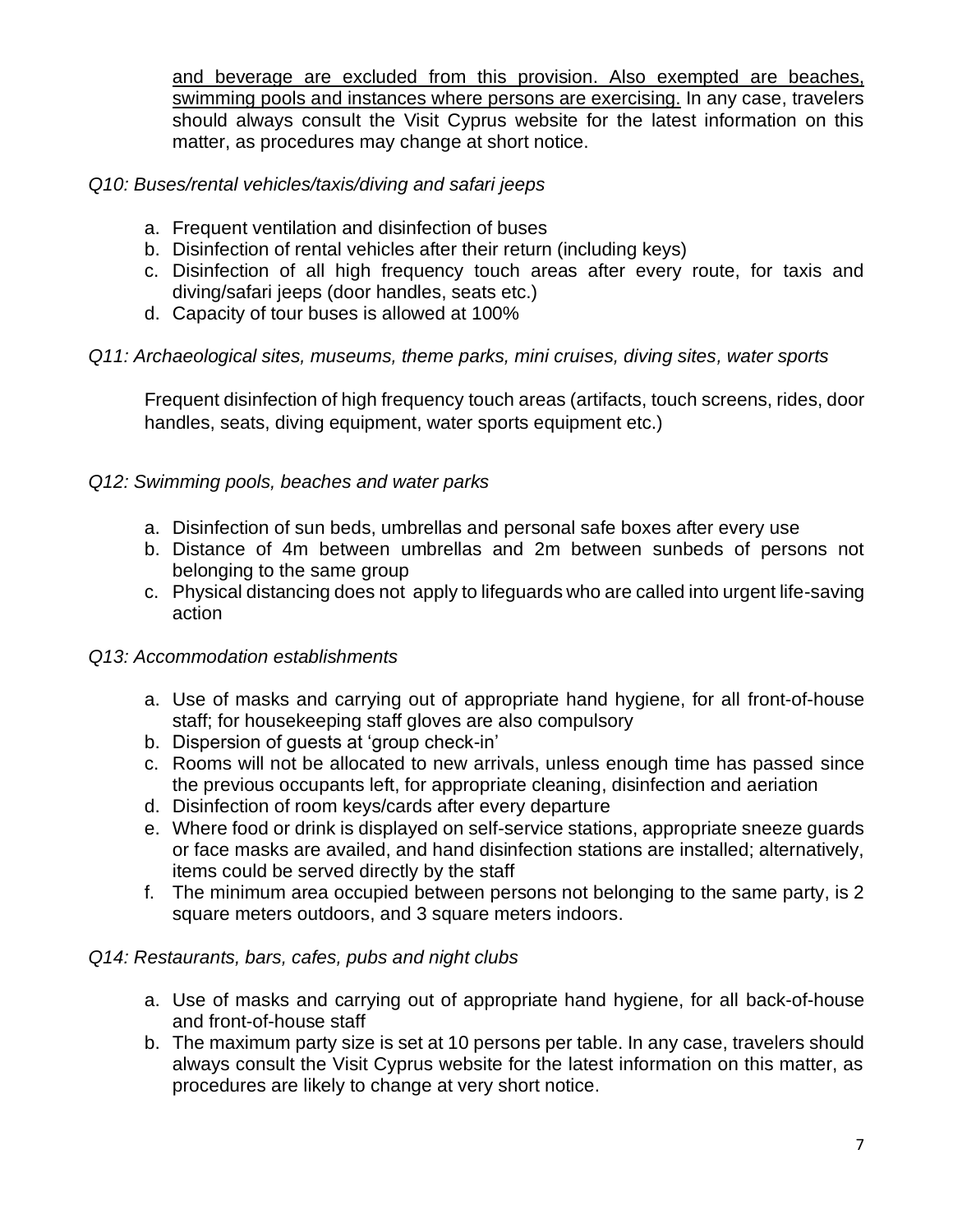<u>and beverage are excluded from this provision. Also exempted are beaches, swimming pools and instances where persons are exercising.</u> In any case, travelers should always consult the Visit Cyprus website for the latest information on this matter, as procedures may change at short notice.

*Q10: Buses/rental vehicles/taxis/diving and safari jeeps*

a. Frequent ventilation and disinfection of buses
b. Disinfection of rental vehicles after their return (including keys)
c. Disinfection of all high frequency touch areas after every route, for taxis and diving/safari jeeps (door handles, seats etc.)
d. Capacity of tour buses is allowed at 100%

*Q11: Archaeological sites, museums, theme parks, mini cruises, diving sites, water sports*

Frequent disinfection of high frequency touch areas (artifacts, touch screens, rides, door handles, seats, diving equipment, water sports equipment etc.)

*Q12: Swimming pools, beaches and water parks*

a. Disinfection of sun beds, umbrellas and personal safe boxes after every use
b. Distance of 4m between umbrellas and 2m between sunbeds of persons not belonging to the same group
c. Physical distancing does not apply to lifeguards who are called into urgent life-saving action

*Q13: Accommodation establishments*

a. Use of masks and carrying out of appropriate hand hygiene, for all front-of-house staff; for housekeeping staff gloves are also compulsory
b. Dispersion of guests at 'group check-in'
c. Rooms will not be allocated to new arrivals, unless enough time has passed since the previous occupants left, for appropriate cleaning, disinfection and aeriation
d. Disinfection of room keys/cards after every departure
e. Where food or drink is displayed on self-service stations, appropriate sneeze guards or face masks are availed, and hand disinfection stations are installed; alternatively, items could be served directly by the staff
f. The minimum area occupied between persons not belonging to the same party, is 2 square meters outdoors, and 3 square meters indoors.

*Q14: Restaurants, bars, cafes, pubs and night clubs*

a. Use of masks and carrying out of appropriate hand hygiene, for all back-of-house and front-of-house staff
b. The maximum party size is set at 10 persons per table. In any case, travelers should always consult the Visit Cyprus website for the latest information on this matter, as procedures are likely to change at very short notice.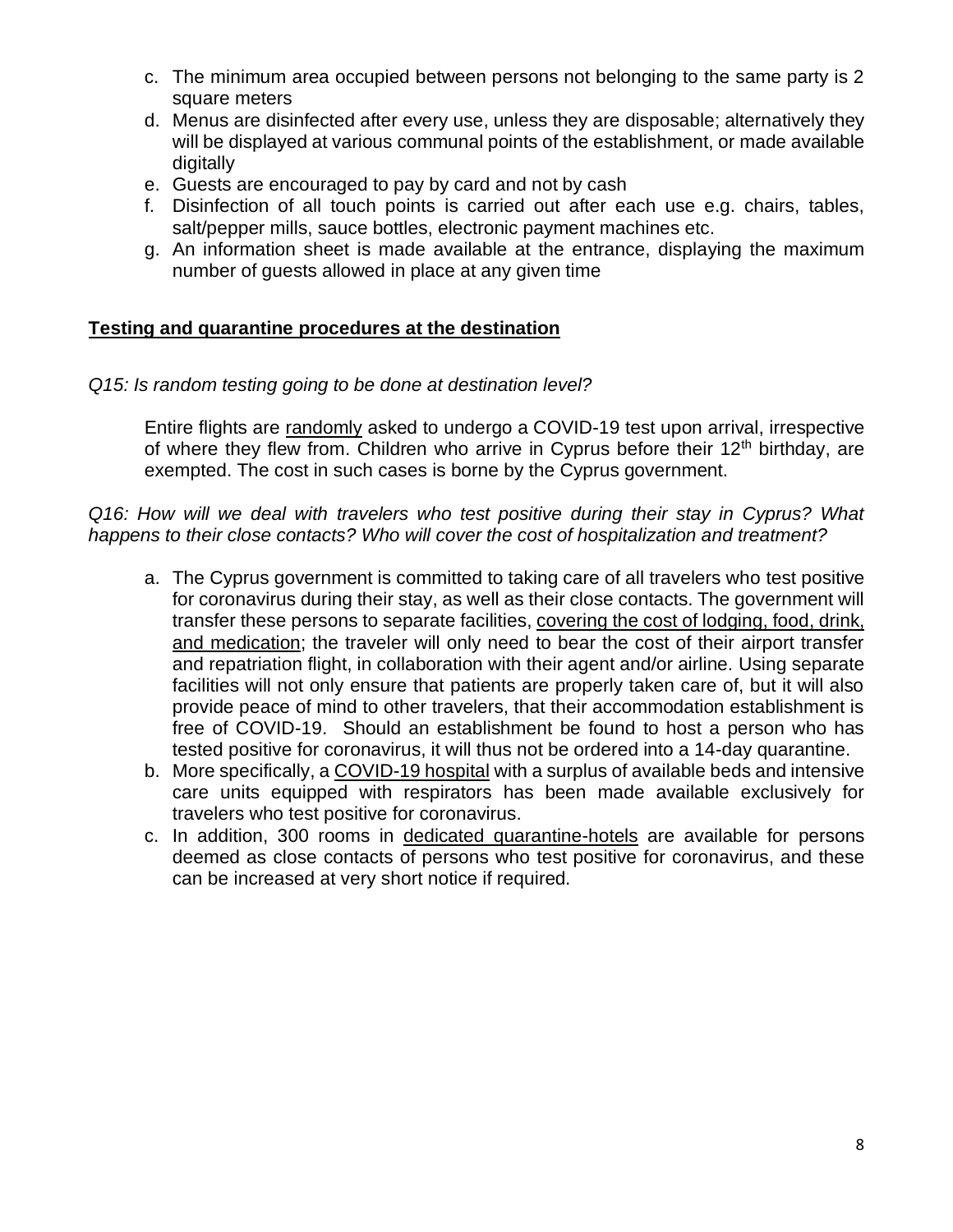c. The minimum area occupied between persons not belonging to the same party is 2 square meters
d. Menus are disinfected after every use, unless they are disposable; alternatively they will be displayed at various communal points of the establishment, or made available digitally
e. Guests are encouraged to pay by card and not by cash
f. Disinfection of all touch points is carried out after each use e.g. chairs, tables, salt/pepper mills, sauce bottles, electronic payment machines etc.
g. An information sheet is made available at the entrance, displaying the maximum number of guests allowed in place at any given time

## Testing and quarantine procedures at the destination

*Q15: Is random testing going to be done at destination level?*

Entire flights are randomly asked to undergo a COVID-19 test upon arrival, irrespective of where they flew from. Children who arrive in Cyprus before their 12th birthday, are exempted. The cost in such cases is borne by the Cyprus government.

*Q16: How will we deal with travelers who test positive during their stay in Cyprus? What happens to their close contacts? Who will cover the cost of hospitalization and treatment?*

a. The Cyprus government is committed to taking care of all travelers who test positive for coronavirus during their stay, as well as their close contacts. The government will transfer these persons to separate facilities, covering the cost of lodging, food, drink, and medication; the traveler will only need to bear the cost of their airport transfer and repatriation flight, in collaboration with their agent and/or airline. Using separate facilities will not only ensure that patients are properly taken care of, but it will also provide peace of mind to other travelers, that their accommodation establishment is free of COVID-19. Should an establishment be found to host a person who has tested positive for coronavirus, it will thus not be ordered into a 14-day quarantine.
b. More specifically, a COVID-19 hospital with a surplus of available beds and intensive care units equipped with respirators has been made available exclusively for travelers who test positive for coronavirus.
c. In addition, 300 rooms in dedicated quarantine-hotels are available for persons deemed as close contacts of persons who test positive for coronavirus, and these can be increased at very short notice if required.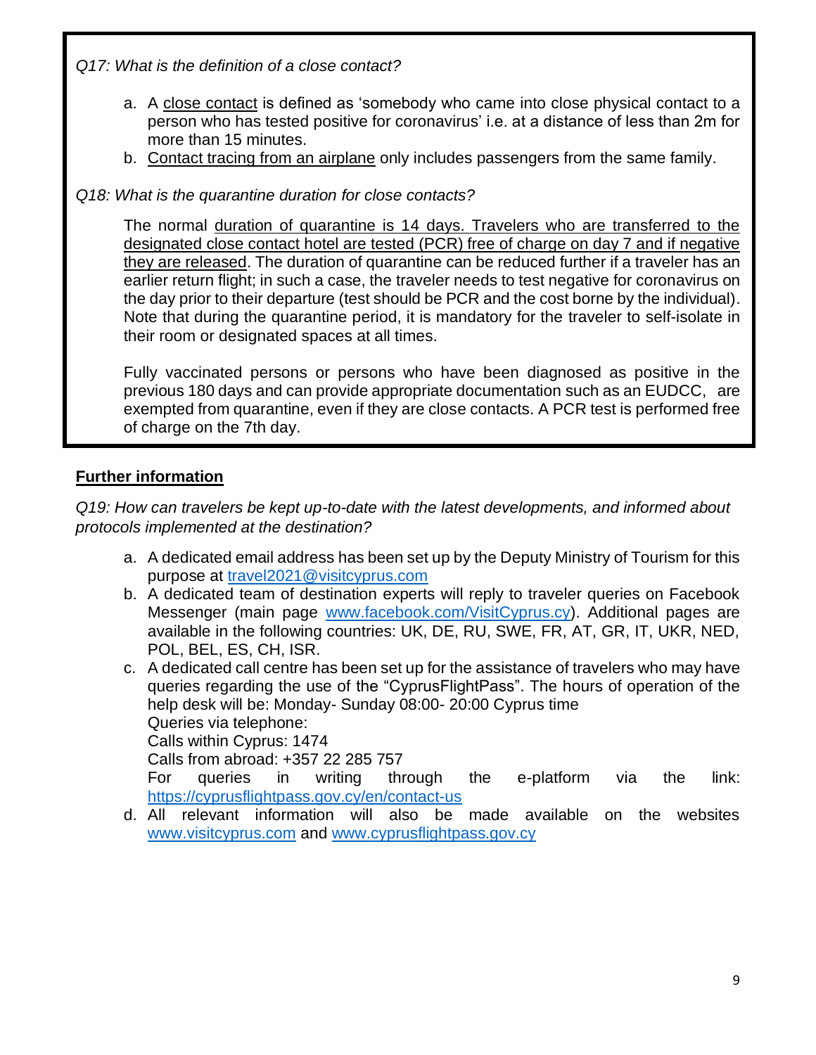*Q17: What is the definition of a close contact?*

a. A <u>close contact</u> is defined as 'somebody who came into close physical contact to a person who has tested positive for coronavirus' i.e. at a distance of less than 2m for more than 15 minutes.
b. <u>Contact tracing from an airplane</u> only includes passengers from the same family.

*Q18: What is the quarantine duration for close contacts?*

The normal <u>duration of quarantine is 14 days. Travelers who are transferred to the designated close contact hotel are tested (PCR) free of charge on day 7 and if negative they are released</u>. The duration of quarantine can be reduced further if a traveler has an earlier return flight; in such a case, the traveler needs to test negative for coronavirus on the day prior to their departure (test should be PCR and the cost borne by the individual). Note that during the quarantine period, it is mandatory for the traveler to self-isolate in their room or designated spaces at all times.

Fully vaccinated persons or persons who have been diagnosed as positive in the previous 180 days and can provide appropriate documentation such as an EUDCC, are exempted from quarantine, even if they are close contacts. A PCR test is performed free of charge on the 7th day.

## Further information

*Q19: How can travelers be kept up-to-date with the latest developments, and informed about protocols implemented at the destination?*

a. A dedicated email address has been set up by the Deputy Ministry of Tourism for this purpose at travel2021@visitcyprus.com
b. A dedicated team of destination experts will reply to traveler queries on Facebook Messenger (main page www.facebook.com/VisitCyprus.cy). Additional pages are available in the following countries: UK, DE, RU, SWE, FR, AT, GR, IT, UKR, NED, POL, BEL, ES, CH, ISR.
c. A dedicated call centre has been set up for the assistance of travelers who may have queries regarding the use of the "CyprusFlightPass". The hours of operation of the help desk will be: Monday- Sunday 08:00- 20:00 Cyprus time
   Queries via telephone:
   Calls within Cyprus: 1474
   Calls from abroad: +357 22 285 757
   For queries in writing through the e-platform via the link: https://cyprusflightpass.gov.cy/en/contact-us
d. All relevant information will also be made available on the websites www.visitcyprus.com and www.cyprusflightpass.gov.cy